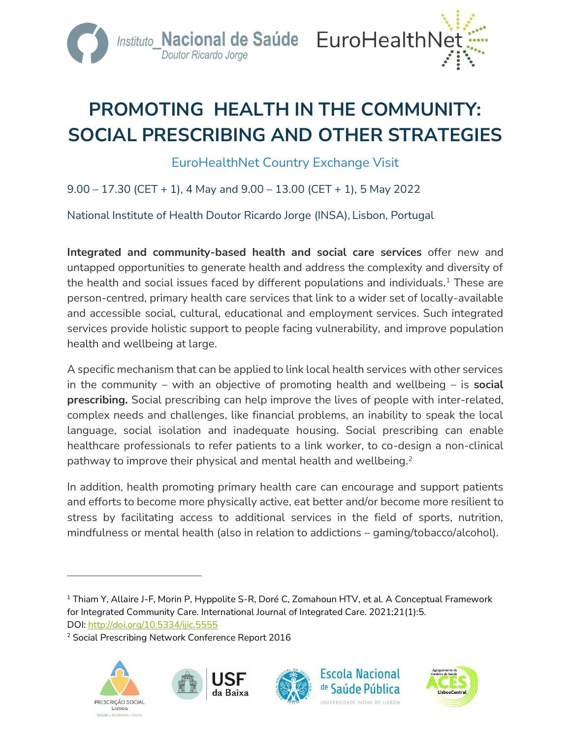# PROMOTING HEALTH IN THE COMMUNITY: SOCIAL PRESCRIBING AND OTHER STRATEGIES

EuroHealthNet Country Exchange Visit

9.00 – 17.30 (CET + 1), 4 May and 9.00 – 13.00 (CET + 1), 5 May 2022

National Institute of Health Doutor Ricardo Jorge (INSA), Lisbon, Portugal

**Integrated and community-based health and social care services** offer new and untapped opportunities to generate health and address the complexity and diversity of the health and social issues faced by different populations and individuals.[1] These are person-centred, primary health care services that link to a wider set of locally-available and accessible social, cultural, educational and employment services. Such integrated services provide holistic support to people facing vulnerability, and improve population health and wellbeing at large.

A specific mechanism that can be applied to link local health services with other services in the community – with an objective of promoting health and wellbeing – is **social prescribing.** Social prescribing can help improve the lives of people with inter-related, complex needs and challenges, like financial problems, an inability to speak the local language, social isolation and inadequate housing. Social prescribing can enable healthcare professionals to refer patients to a link worker, to co-design a non-clinical pathway to improve their physical and mental health and wellbeing.[2]

In addition, health promoting primary health care can encourage and support patients and efforts to become more physically active, eat better and/or become more resilient to stress by facilitating access to additional services in the field of sports, nutrition, mindfulness or mental health (also in relation to addictions – gaming/tobacco/alcohol).

---

[1] Thiam Y, Allaire J-F, Morin P, Hyppolite S-R, Doré C, Zomahoun HTV, et al. A Conceptual Framework for Integrated Community Care. International Journal of Integrated Care. 2021;21(1):5. DOI: http://doi.org/10.5334/ijic.5555

[2] Social Prescribing Network Conference Report 2016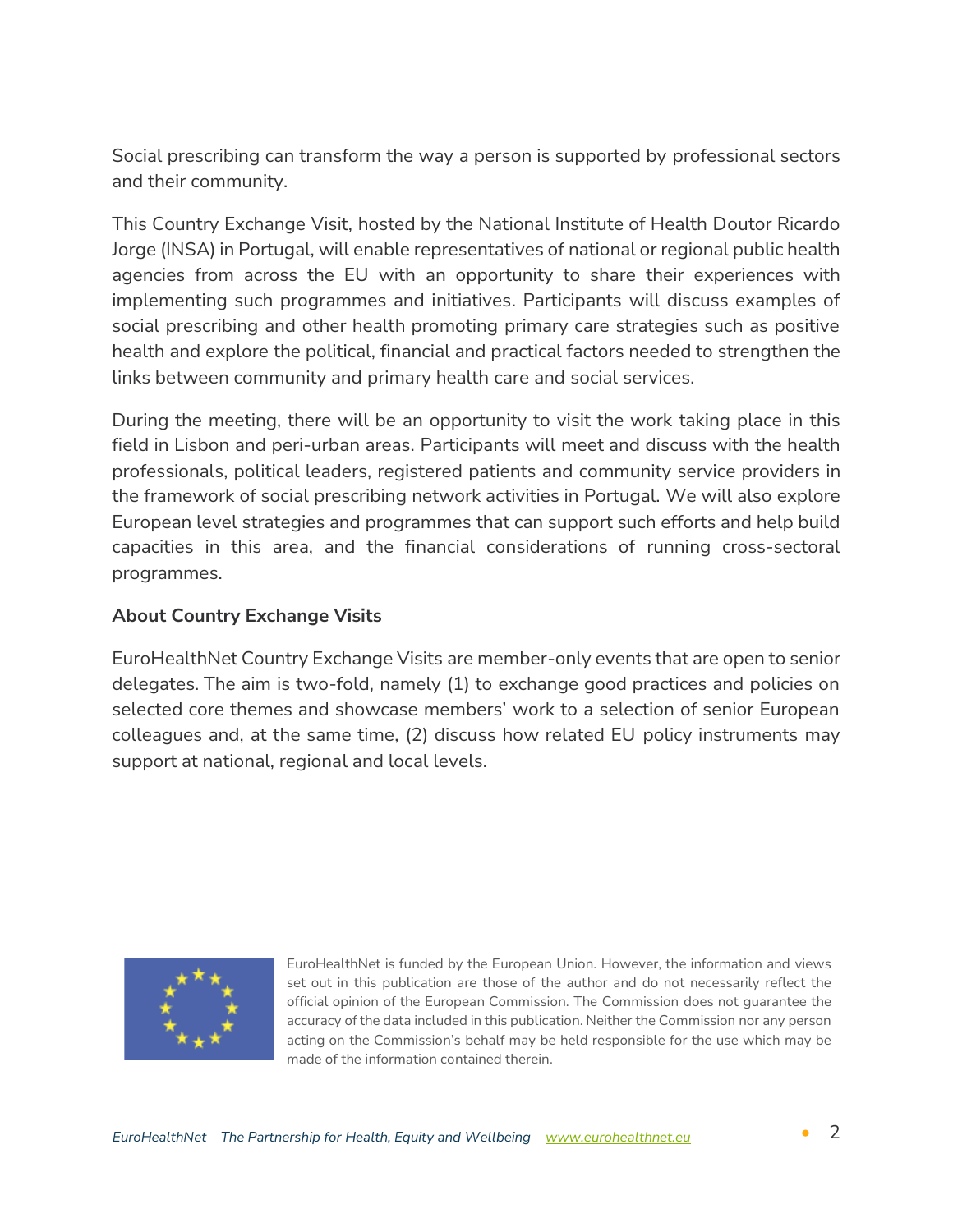Social prescribing can transform the way a person is supported by professional sectors and their community.

This Country Exchange Visit, hosted by the National Institute of Health Doutor Ricardo Jorge (INSA) in Portugal, will enable representatives of national or regional public health agencies from across the EU with an opportunity to share their experiences with implementing such programmes and initiatives. Participants will discuss examples of social prescribing and other health promoting primary care strategies such as positive health and explore the political, financial and practical factors needed to strengthen the links between community and primary health care and social services.

During the meeting, there will be an opportunity to visit the work taking place in this field in Lisbon and peri-urban areas. Participants will meet and discuss with the health professionals, political leaders, registered patients and community service providers in the framework of social prescribing network activities in Portugal. We will also explore European level strategies and programmes that can support such efforts and help build capacities in this area, and the financial considerations of running cross-sectoral programmes.

### About Country Exchange Visits

EuroHealthNet Country Exchange Visits are member-only events that are open to senior delegates. The aim is two-fold, namely (1) to exchange good practices and policies on selected core themes and showcase members' work to a selection of senior European colleagues and, at the same time, (2) discuss how related EU policy instruments may support at national, regional and local levels.

EuroHealthNet is funded by the European Union. However, the information and views set out in this publication are those of the author and do not necessarily reflect the official opinion of the European Commission. The Commission does not guarantee the accuracy of the data included in this publication. Neither the Commission nor any person acting on the Commission's behalf may be held responsible for the use which may be made of the information contained therein.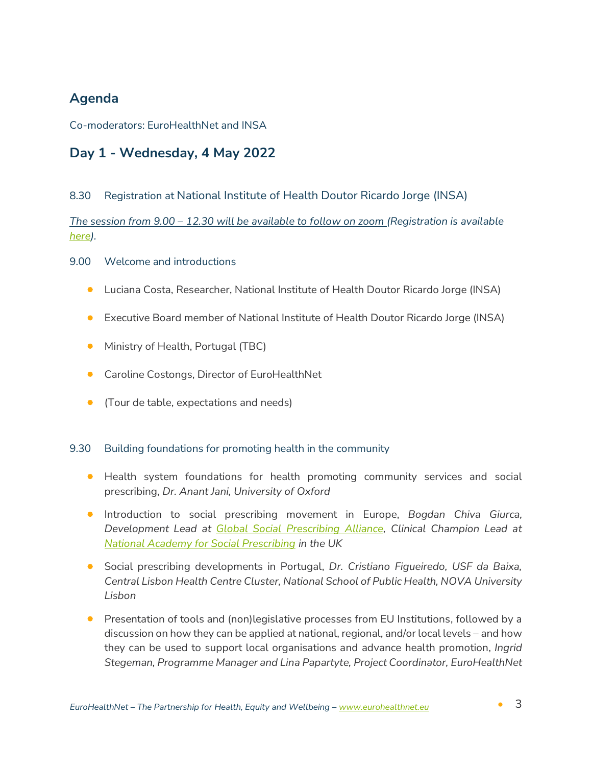## Agenda

Co-moderators: EuroHealthNet and INSA

## Day 1 - Wednesday, 4 May 2022

8.30 Registration at National Institute of Health Doutor Ricardo Jorge (INSA)

*The session from 9.00 – 12.30 will be available to follow on zoom (Registration is available here).*

9.00 Welcome and introductions

- Luciana Costa, Researcher, National Institute of Health Doutor Ricardo Jorge (INSA)
- Executive Board member of National Institute of Health Doutor Ricardo Jorge (INSA)
- Ministry of Health, Portugal (TBC)
- Caroline Costongs, Director of EuroHealthNet
- (Tour de table, expectations and needs)

9.30 Building foundations for promoting health in the community

- Health system foundations for health promoting community services and social prescribing, *Dr. Anant Jani, University of Oxford*
- Introduction to social prescribing movement in Europe, *Bogdan Chiva Giurca, Development Lead at Global Social Prescribing Alliance, Clinical Champion Lead at National Academy for Social Prescribing in the UK*
- Social prescribing developments in Portugal, *Dr. Cristiano Figueiredo, USF da Baixa, Central Lisbon Health Centre Cluster, National School of Public Health, NOVA University Lisbon*
- Presentation of tools and (non)legislative processes from EU Institutions, followed by a discussion on how they can be applied at national, regional, and/or local levels – and how they can be used to support local organisations and advance health promotion, *Ingrid Stegeman, Programme Manager and Lina Papartyte, Project Coordinator, EuroHealthNet*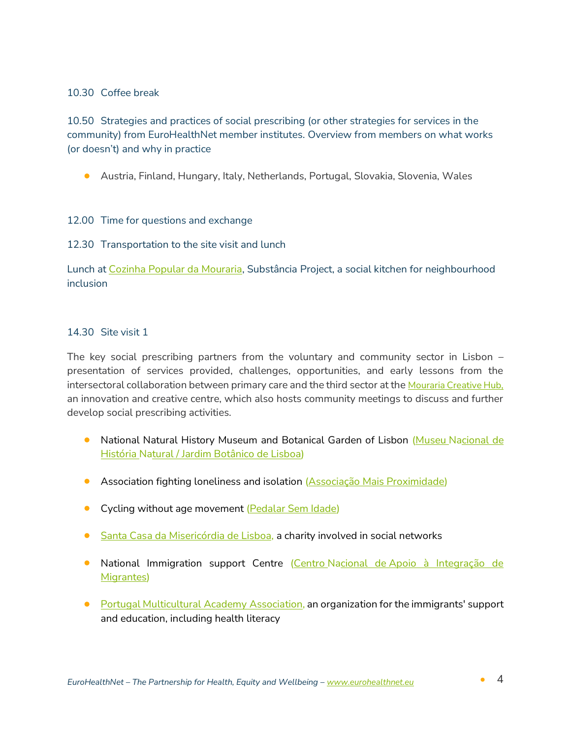10.30 Coffee break

10.50 Strategies and practices of social prescribing (or other strategies for services in the community) from EuroHealthNet member institutes. Overview from members on what works (or doesn't) and why in practice

- Austria, Finland, Hungary, Italy, Netherlands, Portugal, Slovakia, Slovenia, Wales

12.00 Time for questions and exchange

12.30 Transportation to the site visit and lunch

Lunch at Cozinha Popular da Mouraria, Substância Project, a social kitchen for neighbourhood inclusion

14.30 Site visit 1

The key social prescribing partners from the voluntary and community sector in Lisbon – presentation of services provided, challenges, opportunities, and early lessons from the intersectoral collaboration between primary care and the third sector at the Mouraria Creative Hub, an innovation and creative centre, which also hosts community meetings to discuss and further develop social prescribing activities.

- National Natural History Museum and Botanical Garden of Lisbon (Museu Nacional de História Natural / Jardim Botânico de Lisboa)
- Association fighting loneliness and isolation (Associação Mais Proximidade)
- Cycling without age movement (Pedalar Sem Idade)
- Santa Casa da Misericórdia de Lisboa, a charity involved in social networks
- National Immigration support Centre (Centro Nacional de Apoio à Integração de Migrantes)
- Portugal Multicultural Academy Association, an organization for the immigrants' support and education, including health literacy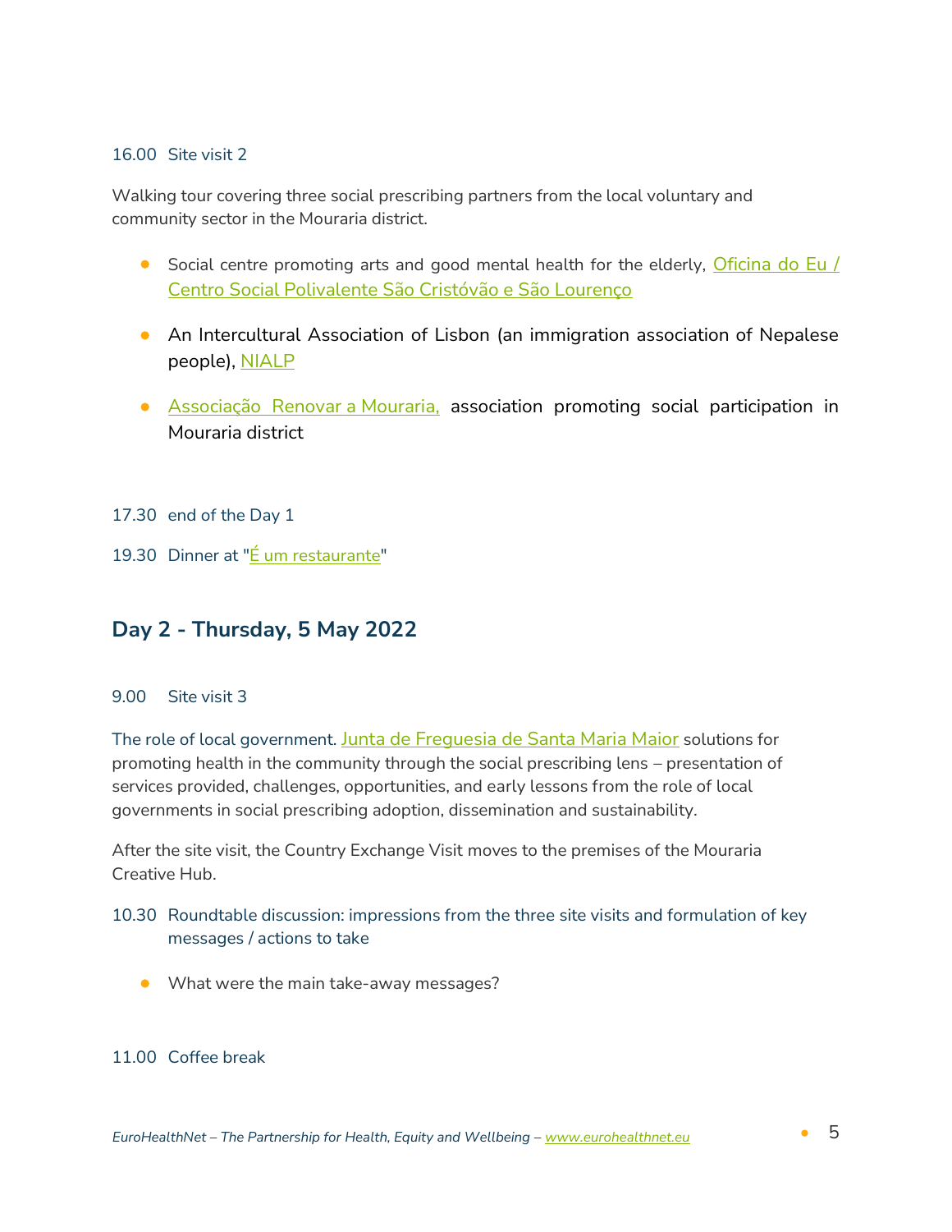16.00 Site visit 2

Walking tour covering three social prescribing partners from the local voluntary and community sector in the Mouraria district.

- Social centre promoting arts and good mental health for the elderly, Oficina do Eu / Centro Social Polivalente São Cristóvão e São Lourenço
- An Intercultural Association of Lisbon (an immigration association of Nepalese people), NIALP
- Associação Renovar a Mouraria, association promoting social participation in Mouraria district

17.30 end of the Day 1

19.30 Dinner at "É um restaurante"

## Day 2 - Thursday, 5 May 2022

9.00 Site visit 3

The role of local government. Junta de Freguesia de Santa Maria Maior solutions for promoting health in the community through the social prescribing lens – presentation of services provided, challenges, opportunities, and early lessons from the role of local governments in social prescribing adoption, dissemination and sustainability.

After the site visit, the Country Exchange Visit moves to the premises of the Mouraria Creative Hub.

10.30 Roundtable discussion: impressions from the three site visits and formulation of key messages / actions to take

- What were the main take-away messages?

11.00 Coffee break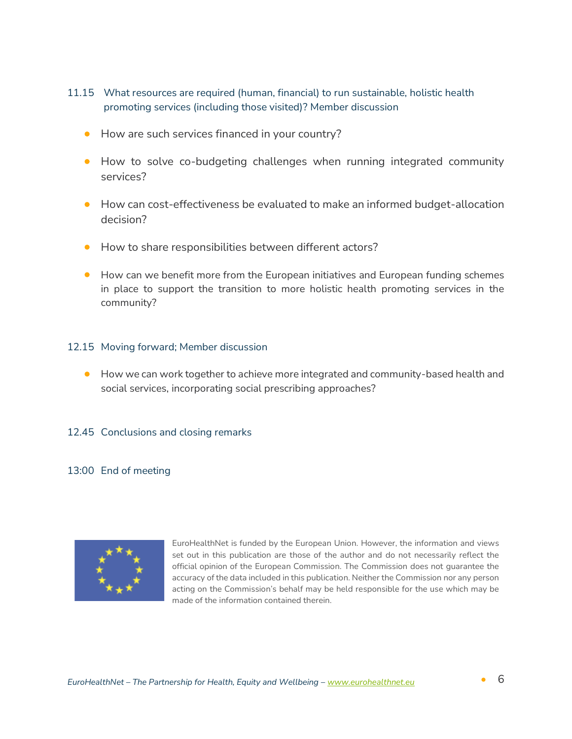11.15 What resources are required (human, financial) to run sustainable, holistic health promoting services (including those visited)? Member discussion

- How are such services financed in your country?
- How to solve co-budgeting challenges when running integrated community services?
- How can cost-effectiveness be evaluated to make an informed budget-allocation decision?
- How to share responsibilities between different actors?
- How can we benefit more from the European initiatives and European funding schemes in place to support the transition to more holistic health promoting services in the community?

12.15 Moving forward; Member discussion

- How we can work together to achieve more integrated and community-based health and social services, incorporating social prescribing approaches?

12.45 Conclusions and closing remarks

13:00 End of meeting

EuroHealthNet is funded by the European Union. However, the information and views set out in this publication are those of the author and do not necessarily reflect the official opinion of the European Commission. The Commission does not guarantee the accuracy of the data included in this publication. Neither the Commission nor any person acting on the Commission's behalf may be held responsible for the use which may be made of the information contained therein.